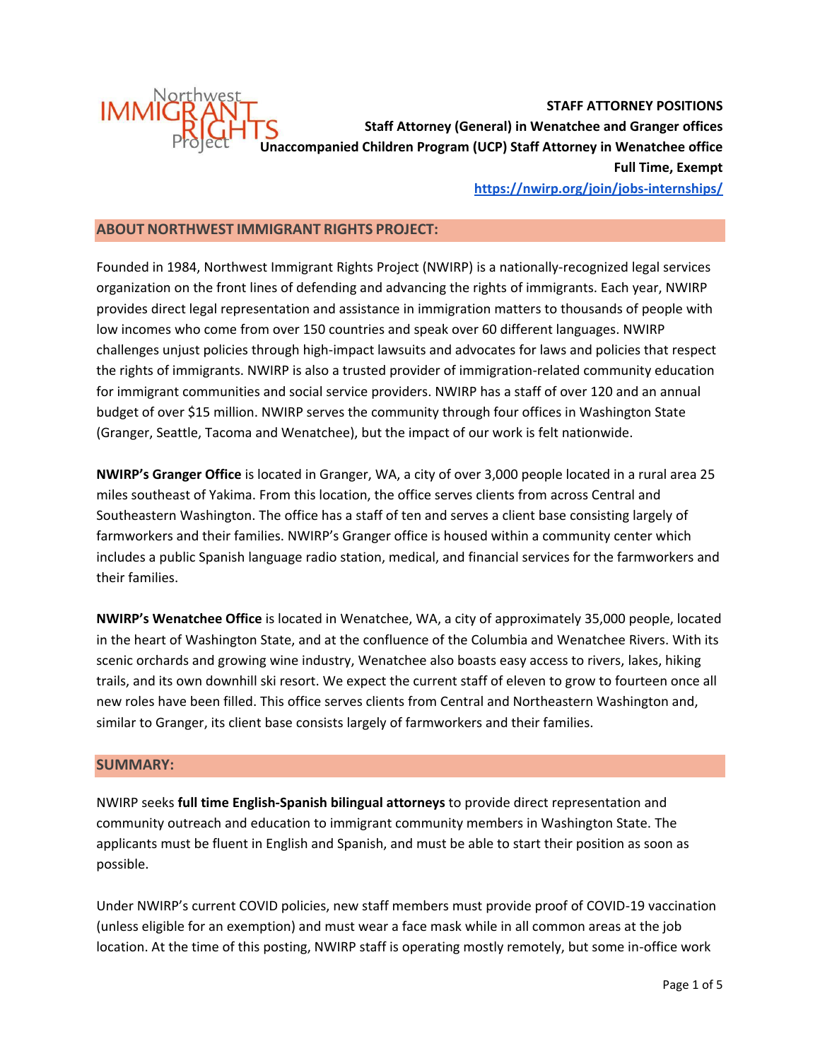Northwest IMMIGRANT RIGHTS Project

**STAFF ATTORNEY POSITIONS**
**Staff Attorney (General) in Wenatchee and Granger offices**
**Unaccompanied Children Program (UCP) Staff Attorney in Wenatchee office**
**Full Time, Exempt**
https://nwirp.org/join/jobs-internships/

## ABOUT NORTHWEST IMMIGRANT RIGHTS PROJECT:

Founded in 1984, Northwest Immigrant Rights Project (NWIRP) is a nationally-recognized legal services organization on the front lines of defending and advancing the rights of immigrants. Each year, NWIRP provides direct legal representation and assistance in immigration matters to thousands of people with low incomes who come from over 150 countries and speak over 60 different languages. NWIRP challenges unjust policies through high-impact lawsuits and advocates for laws and policies that respect the rights of immigrants. NWIRP is also a trusted provider of immigration-related community education for immigrant communities and social service providers. NWIRP has a staff of over 120 and an annual budget of over $15 million. NWIRP serves the community through four offices in Washington State (Granger, Seattle, Tacoma and Wenatchee), but the impact of our work is felt nationwide.

**NWIRP's Granger Office** is located in Granger, WA, a city of over 3,000 people located in a rural area 25 miles southeast of Yakima. From this location, the office serves clients from across Central and Southeastern Washington. The office has a staff of ten and serves a client base consisting largely of farmworkers and their families. NWIRP's Granger office is housed within a community center which includes a public Spanish language radio station, medical, and financial services for the farmworkers and their families.

**NWIRP's Wenatchee Office** is located in Wenatchee, WA, a city of approximately 35,000 people, located in the heart of Washington State, and at the confluence of the Columbia and Wenatchee Rivers. With its scenic orchards and growing wine industry, Wenatchee also boasts easy access to rivers, lakes, hiking trails, and its own downhill ski resort. We expect the current staff of eleven to grow to fourteen once all new roles have been filled. This office serves clients from Central and Northeastern Washington and, similar to Granger, its client base consists largely of farmworkers and their families.

## SUMMARY:

NWIRP seeks **full time English-Spanish bilingual attorneys** to provide direct representation and community outreach and education to immigrant community members in Washington State. The applicants must be fluent in English and Spanish, and must be able to start their position as soon as possible.

Under NWIRP's current COVID policies, new staff members must provide proof of COVID-19 vaccination (unless eligible for an exemption) and must wear a face mask while in all common areas at the job location. At the time of this posting, NWIRP staff is operating mostly remotely, but some in-office work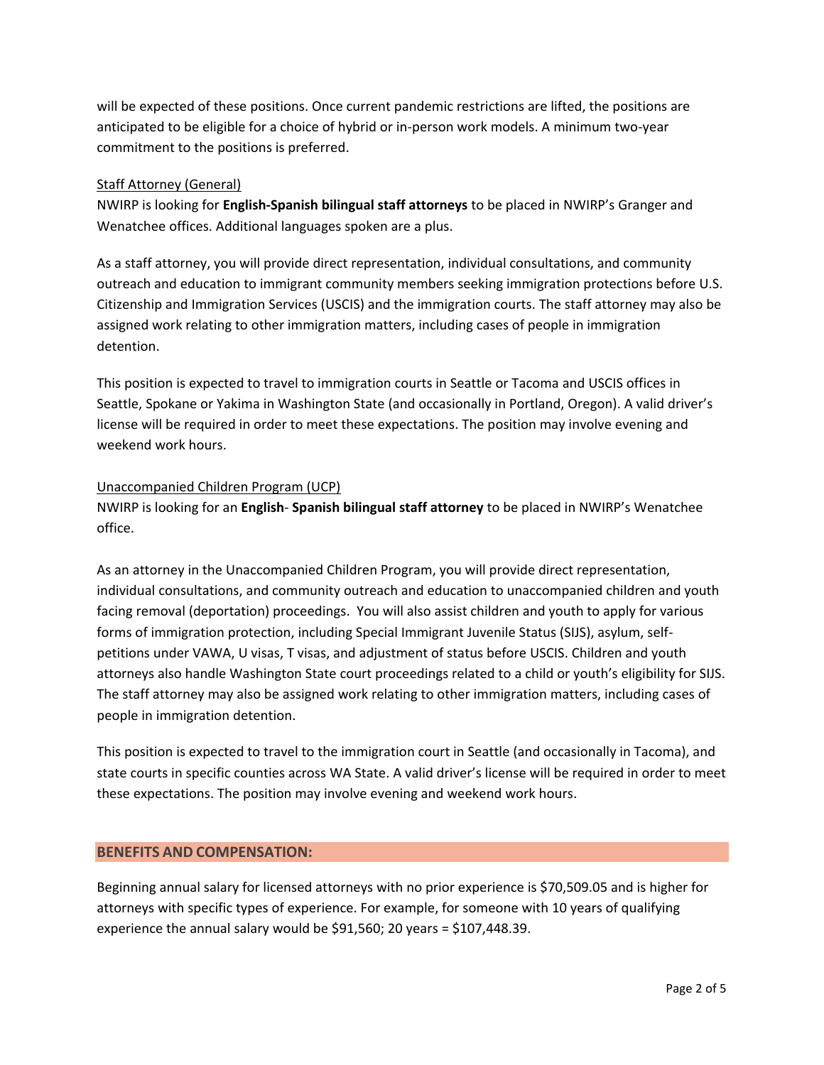will be expected of these positions. Once current pandemic restrictions are lifted, the positions are anticipated to be eligible for a choice of hybrid or in-person work models. A minimum two-year commitment to the positions is preferred.

<u>Staff Attorney (General)</u>

NWIRP is looking for **English-Spanish bilingual staff attorneys** to be placed in NWIRP's Granger and Wenatchee offices. Additional languages spoken are a plus.

As a staff attorney, you will provide direct representation, individual consultations, and community outreach and education to immigrant community members seeking immigration protections before U.S. Citizenship and Immigration Services (USCIS) and the immigration courts. The staff attorney may also be assigned work relating to other immigration matters, including cases of people in immigration detention.

This position is expected to travel to immigration courts in Seattle or Tacoma and USCIS offices in Seattle, Spokane or Yakima in Washington State (and occasionally in Portland, Oregon). A valid driver's license will be required in order to meet these expectations. The position may involve evening and weekend work hours.

<u>Unaccompanied Children Program (UCP)</u>

NWIRP is looking for an **English**- **Spanish bilingual staff attorney** to be placed in NWIRP's Wenatchee office.

As an attorney in the Unaccompanied Children Program, you will provide direct representation, individual consultations, and community outreach and education to unaccompanied children and youth facing removal (deportation) proceedings. You will also assist children and youth to apply for various forms of immigration protection, including Special Immigrant Juvenile Status (SIJS), asylum, self-petitions under VAWA, U visas, T visas, and adjustment of status before USCIS. Children and youth attorneys also handle Washington State court proceedings related to a child or youth's eligibility for SIJS. The staff attorney may also be assigned work relating to other immigration matters, including cases of people in immigration detention.

This position is expected to travel to the immigration court in Seattle (and occasionally in Tacoma), and state courts in specific counties across WA State. A valid driver's license will be required in order to meet these expectations. The position may involve evening and weekend work hours.

## BENEFITS AND COMPENSATION:

Beginning annual salary for licensed attorneys with no prior experience is $70,509.05 and is higher for attorneys with specific types of experience. For example, for someone with 10 years of qualifying experience the annual salary would be $91,560; 20 years = $107,448.39.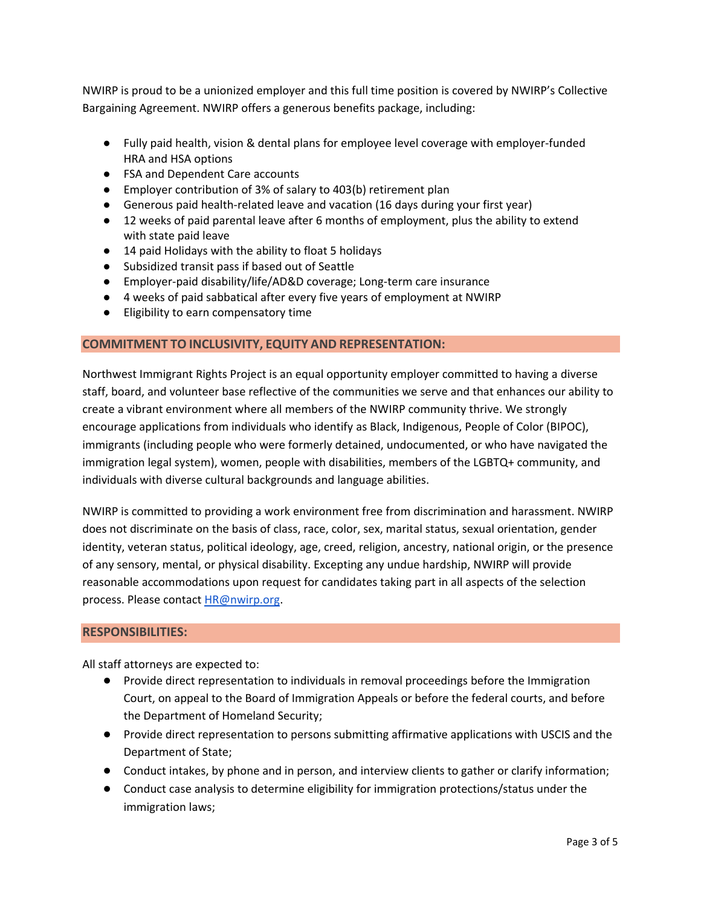NWIRP is proud to be a unionized employer and this full time position is covered by NWIRP's Collective Bargaining Agreement. NWIRP offers a generous benefits package, including:

- Fully paid health, vision & dental plans for employee level coverage with employer-funded HRA and HSA options
- FSA and Dependent Care accounts
- Employer contribution of 3% of salary to 403(b) retirement plan
- Generous paid health-related leave and vacation (16 days during your first year)
- 12 weeks of paid parental leave after 6 months of employment, plus the ability to extend with state paid leave
- 14 paid Holidays with the ability to float 5 holidays
- Subsidized transit pass if based out of Seattle
- Employer-paid disability/life/AD&D coverage; Long-term care insurance
- 4 weeks of paid sabbatical after every five years of employment at NWIRP
- Eligibility to earn compensatory time

## COMMITMENT TO INCLUSIVITY, EQUITY AND REPRESENTATION:

Northwest Immigrant Rights Project is an equal opportunity employer committed to having a diverse staff, board, and volunteer base reflective of the communities we serve and that enhances our ability to create a vibrant environment where all members of the NWIRP community thrive. We strongly encourage applications from individuals who identify as Black, Indigenous, People of Color (BIPOC), immigrants (including people who were formerly detained, undocumented, or who have navigated the immigration legal system), women, people with disabilities, members of the LGBTQ+ community, and individuals with diverse cultural backgrounds and language abilities.

NWIRP is committed to providing a work environment free from discrimination and harassment. NWIRP does not discriminate on the basis of class, race, color, sex, marital status, sexual orientation, gender identity, veteran status, political ideology, age, creed, religion, ancestry, national origin, or the presence of any sensory, mental, or physical disability. Excepting any undue hardship, NWIRP will provide reasonable accommodations upon request for candidates taking part in all aspects of the selection process. Please contact HR@nwirp.org.

## RESPONSIBILITIES:

All staff attorneys are expected to:

- Provide direct representation to individuals in removal proceedings before the Immigration Court, on appeal to the Board of Immigration Appeals or before the federal courts, and before the Department of Homeland Security;
- Provide direct representation to persons submitting affirmative applications with USCIS and the Department of State;
- Conduct intakes, by phone and in person, and interview clients to gather or clarify information;
- Conduct case analysis to determine eligibility for immigration protections/status under the immigration laws;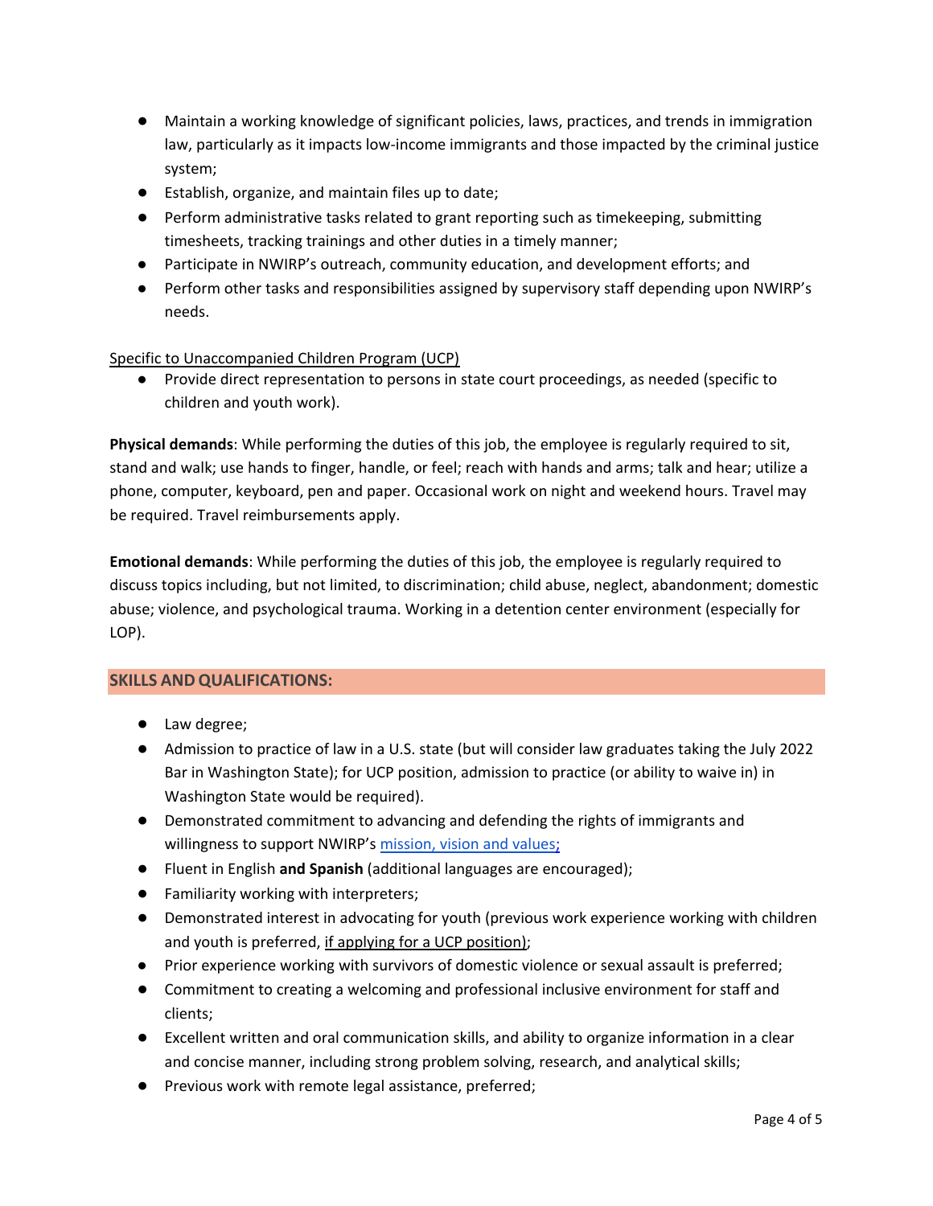- Maintain a working knowledge of significant policies, laws, practices, and trends in immigration law, particularly as it impacts low-income immigrants and those impacted by the criminal justice system;
- Establish, organize, and maintain files up to date;
- Perform administrative tasks related to grant reporting such as timekeeping, submitting timesheets, tracking trainings and other duties in a timely manner;
- Participate in NWIRP's outreach, community education, and development efforts; and
- Perform other tasks and responsibilities assigned by supervisory staff depending upon NWIRP's needs.

<u>Specific to Unaccompanied Children Program (UCP)</u>

- Provide direct representation to persons in state court proceedings, as needed (specific to children and youth work).

**Physical demands**: While performing the duties of this job, the employee is regularly required to sit, stand and walk; use hands to finger, handle, or feel; reach with hands and arms; talk and hear; utilize a phone, computer, keyboard, pen and paper. Occasional work on night and weekend hours. Travel may be required. Travel reimbursements apply.

**Emotional demands**: While performing the duties of this job, the employee is regularly required to discuss topics including, but not limited, to discrimination; child abuse, neglect, abandonment; domestic abuse; violence, and psychological trauma. Working in a detention center environment (especially for LOP).

## SKILLS AND QUALIFICATIONS:

- Law degree;
- Admission to practice of law in a U.S. state (but will consider law graduates taking the July 2022 Bar in Washington State); for UCP position, admission to practice (or ability to waive in) in Washington State would be required).
- Demonstrated commitment to advancing and defending the rights of immigrants and willingness to support NWIRP's mission, vision and values;
- Fluent in English **and Spanish** (additional languages are encouraged);
- Familiarity working with interpreters;
- Demonstrated interest in advocating for youth (previous work experience working with children and youth is preferred, <u>if applying for a UCP position)</u>;
- Prior experience working with survivors of domestic violence or sexual assault is preferred;
- Commitment to creating a welcoming and professional inclusive environment for staff and clients;
- Excellent written and oral communication skills, and ability to organize information in a clear and concise manner, including strong problem solving, research, and analytical skills;
- Previous work with remote legal assistance, preferred;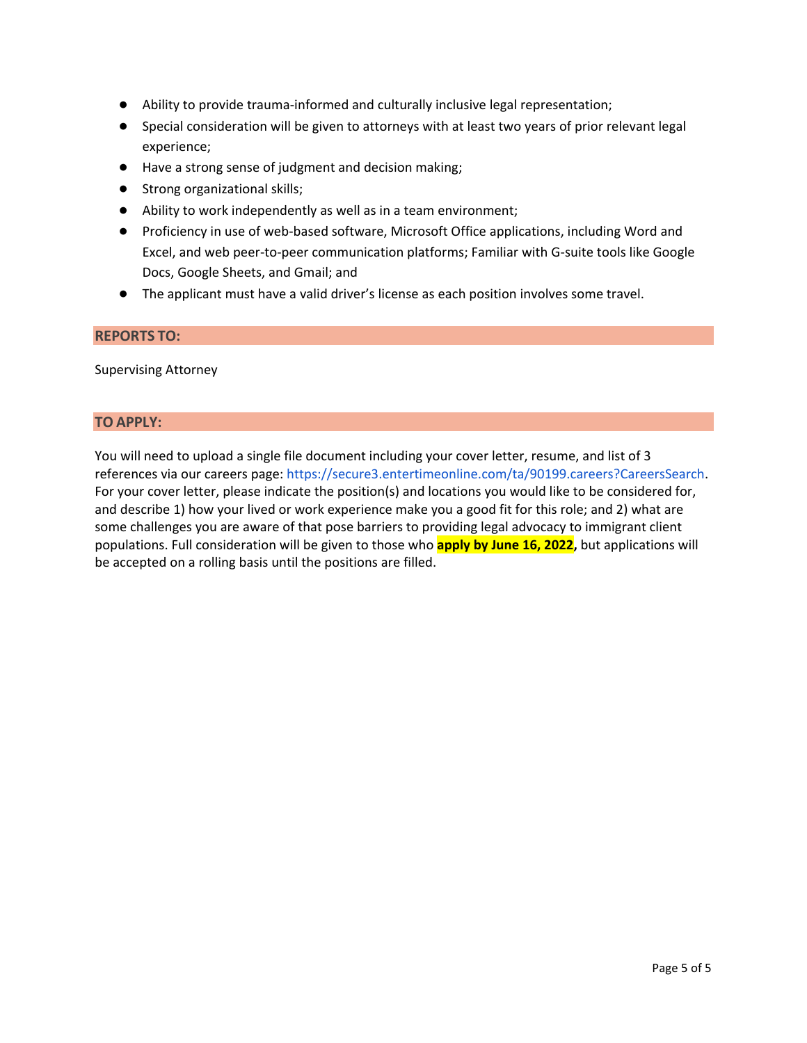- Ability to provide trauma-informed and culturally inclusive legal representation;
- Special consideration will be given to attorneys with at least two years of prior relevant legal experience;
- Have a strong sense of judgment and decision making;
- Strong organizational skills;
- Ability to work independently as well as in a team environment;
- Proficiency in use of web-based software, Microsoft Office applications, including Word and Excel, and web peer-to-peer communication platforms; Familiar with G-suite tools like Google Docs, Google Sheets, and Gmail; and
- The applicant must have a valid driver's license as each position involves some travel.

## REPORTS TO:

Supervising Attorney

## TO APPLY:

You will need to upload a single file document including your cover letter, resume, and list of 3 references via our careers page: https://secure3.entertimeonline.com/ta/90199.careers?CareersSearch. For your cover letter, please indicate the position(s) and locations you would like to be considered for, and describe 1) how your lived or work experience make you a good fit for this role; and 2) what are some challenges you are aware of that pose barriers to providing legal advocacy to immigrant client populations. Full consideration will be given to those who **apply by June 16, 2022,** but applications will be accepted on a rolling basis until the positions are filled.